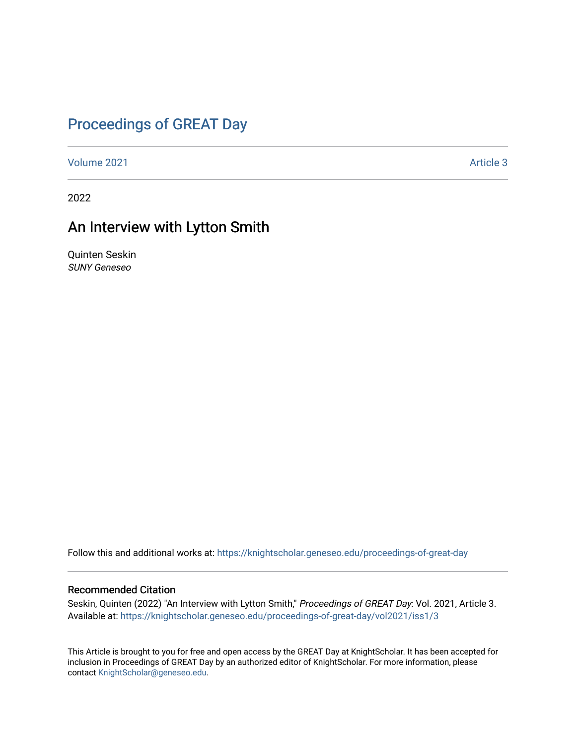# Proceedings of GREAT Day

Volume 2021 — Article 3

2022

## An Interview with Lytton Smith

Quinten Seskin
*SUNY Geneseo*

Follow this and additional works at: https://knightscholar.geneseo.edu/proceedings-of-great-day

### Recommended Citation

Seskin, Quinten (2022) "An Interview with Lytton Smith," *Proceedings of GREAT Day*: Vol. 2021, Article 3.
Available at: https://knightscholar.geneseo.edu/proceedings-of-great-day/vol2021/iss1/3

This Article is brought to you for free and open access by the GREAT Day at KnightScholar. It has been accepted for inclusion in Proceedings of GREAT Day by an authorized editor of KnightScholar. For more information, please contact KnightScholar@geneseo.edu.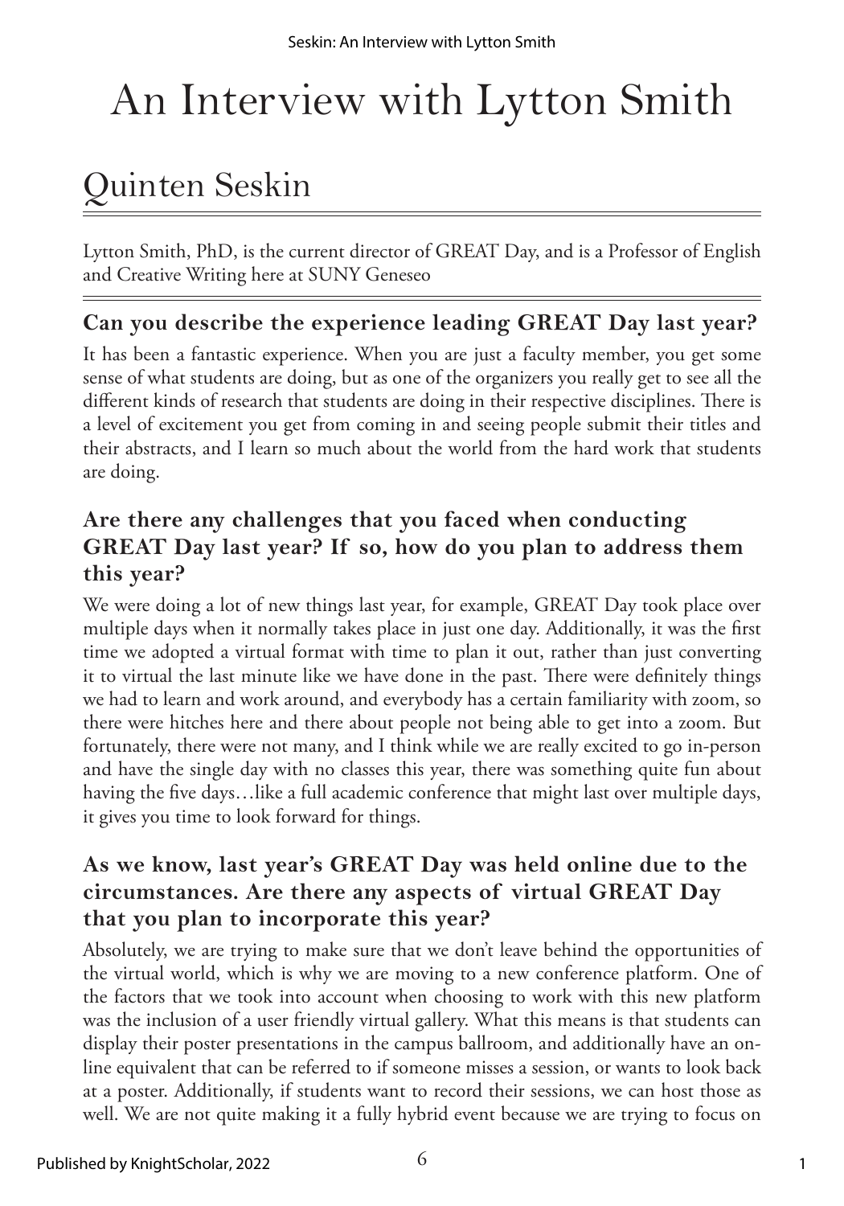# An Interview with Lytton Smith

## Quinten Seskin

Lytton Smith, PhD, is the current director of GREAT Day, and is a Professor of English and Creative Writing here at SUNY Geneseo

### Can you describe the experience leading GREAT Day last year?

It has been a fantastic experience. When you are just a faculty member, you get some sense of what students are doing, but as one of the organizers you really get to see all the different kinds of research that students are doing in their respective disciplines. There is a level of excitement you get from coming in and seeing people submit their titles and their abstracts, and I learn so much about the world from the hard work that students are doing.

### Are there any challenges that you faced when conducting GREAT Day last year? If so, how do you plan to address them this year?

We were doing a lot of new things last year, for example, GREAT Day took place over multiple days when it normally takes place in just one day. Additionally, it was the first time we adopted a virtual format with time to plan it out, rather than just converting it to virtual the last minute like we have done in the past. There were definitely things we had to learn and work around, and everybody has a certain familiarity with zoom, so there were hitches here and there about people not being able to get into a zoom. But fortunately, there were not many, and I think while we are really excited to go in-person and have the single day with no classes this year, there was something quite fun about having the five days…like a full academic conference that might last over multiple days, it gives you time to look forward for things.

### As we know, last year's GREAT Day was held online due to the circumstances. Are there any aspects of virtual GREAT Day that you plan to incorporate this year?

Absolutely, we are trying to make sure that we don't leave behind the opportunities of the virtual world, which is why we are moving to a new conference platform. One of the factors that we took into account when choosing to work with this new platform was the inclusion of a user friendly virtual gallery. What this means is that students can display their poster presentations in the campus ballroom, and additionally have an online equivalent that can be referred to if someone misses a session, or wants to look back at a poster. Additionally, if students want to record their sessions, we can host those as well. We are not quite making it a fully hybrid event because we are trying to focus on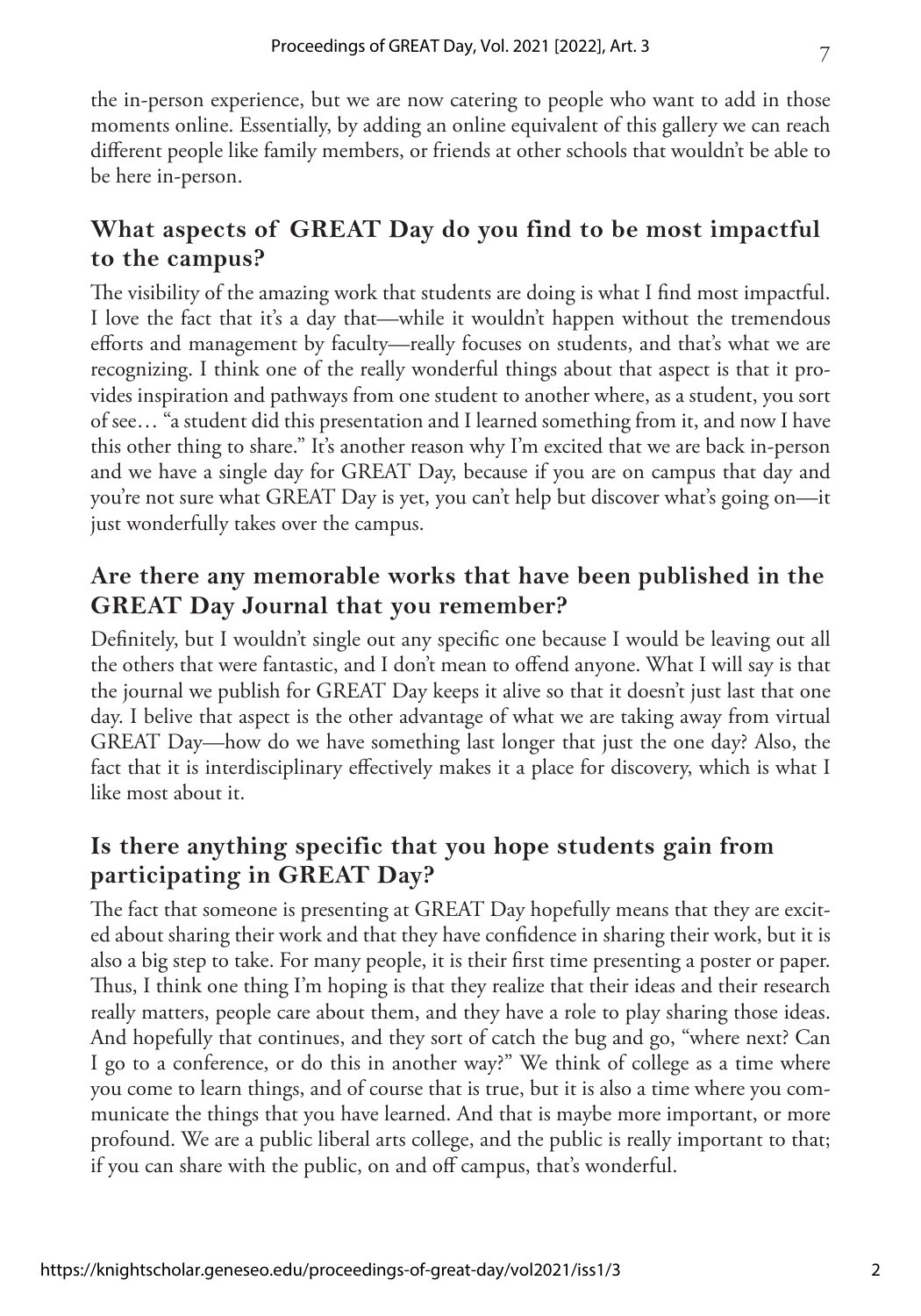the in-person experience, but we are now catering to people who want to add in those moments online. Essentially, by adding an online equivalent of this gallery we can reach different people like family members, or friends at other schools that wouldn't be able to be here in-person.

## What aspects of GREAT Day do you find to be most impactful to the campus?

The visibility of the amazing work that students are doing is what I find most impactful. I love the fact that it's a day that—while it wouldn't happen without the tremendous efforts and management by faculty—really focuses on students, and that's what we are recognizing. I think one of the really wonderful things about that aspect is that it provides inspiration and pathways from one student to another where, as a student, you sort of see… "a student did this presentation and I learned something from it, and now I have this other thing to share." It's another reason why I'm excited that we are back in-person and we have a single day for GREAT Day, because if you are on campus that day and you're not sure what GREAT Day is yet, you can't help but discover what's going on—it just wonderfully takes over the campus.

## Are there any memorable works that have been published in the GREAT Day Journal that you remember?

Definitely, but I wouldn't single out any specific one because I would be leaving out all the others that were fantastic, and I don't mean to offend anyone. What I will say is that the journal we publish for GREAT Day keeps it alive so that it doesn't just last that one day. I belive that aspect is the other advantage of what we are taking away from virtual GREAT Day—how do we have something last longer that just the one day? Also, the fact that it is interdisciplinary effectively makes it a place for discovery, which is what I like most about it.

## Is there anything specific that you hope students gain from participating in GREAT Day?

The fact that someone is presenting at GREAT Day hopefully means that they are excited about sharing their work and that they have confidence in sharing their work, but it is also a big step to take. For many people, it is their first time presenting a poster or paper. Thus, I think one thing I'm hoping is that they realize that their ideas and their research really matters, people care about them, and they have a role to play sharing those ideas. And hopefully that continues, and they sort of catch the bug and go, "where next? Can I go to a conference, or do this in another way?" We think of college as a time where you come to learn things, and of course that is true, but it is also a time where you communicate the things that you have learned. And that is maybe more important, or more profound. We are a public liberal arts college, and the public is really important to that; if you can share with the public, on and off campus, that's wonderful.